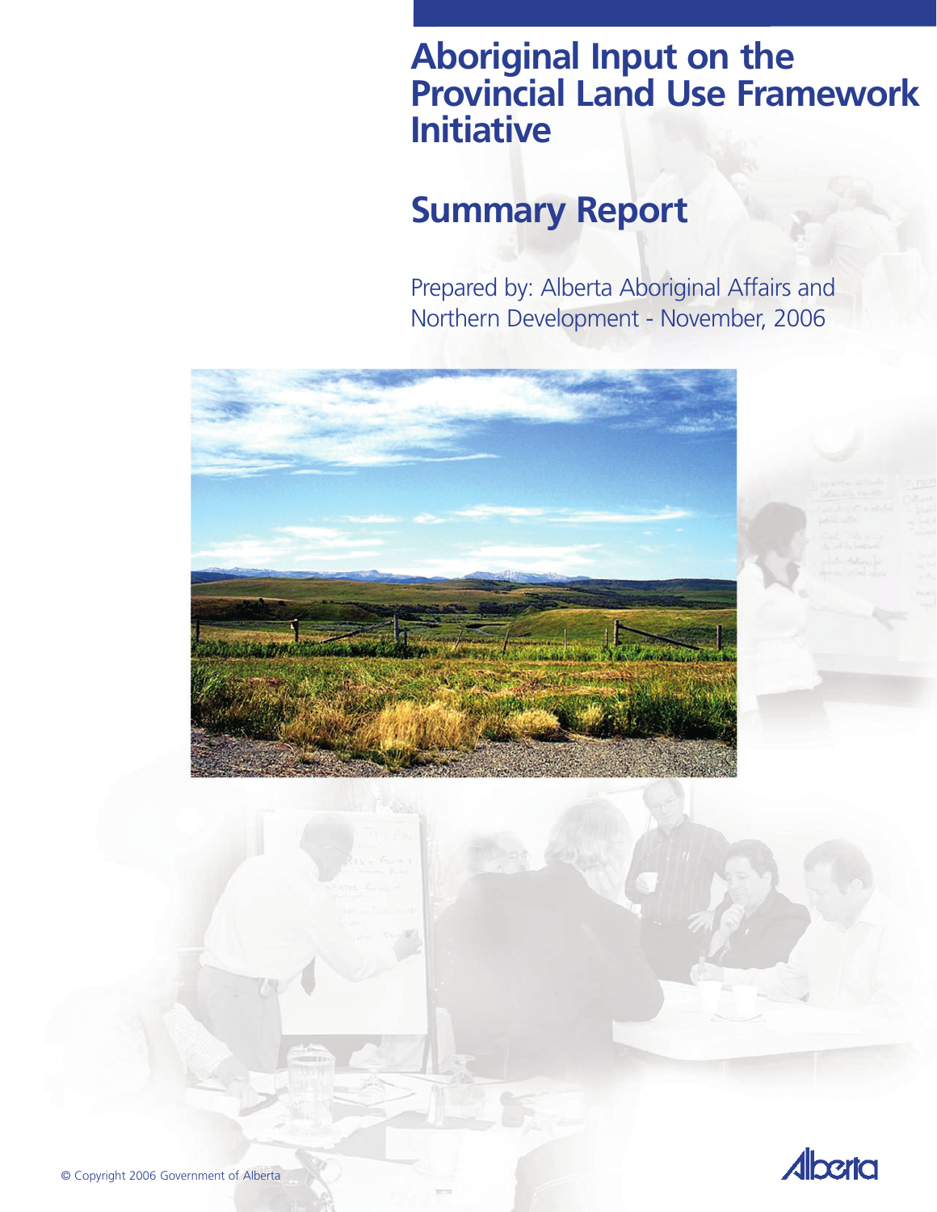# Aboriginal Input on the Provincial Land Use Framework Initiative

## Summary Report

Prepared by: Alberta Aboriginal Affairs and Northern Development - November, 2006

© Copyright 2006 Government of Alberta

Alberta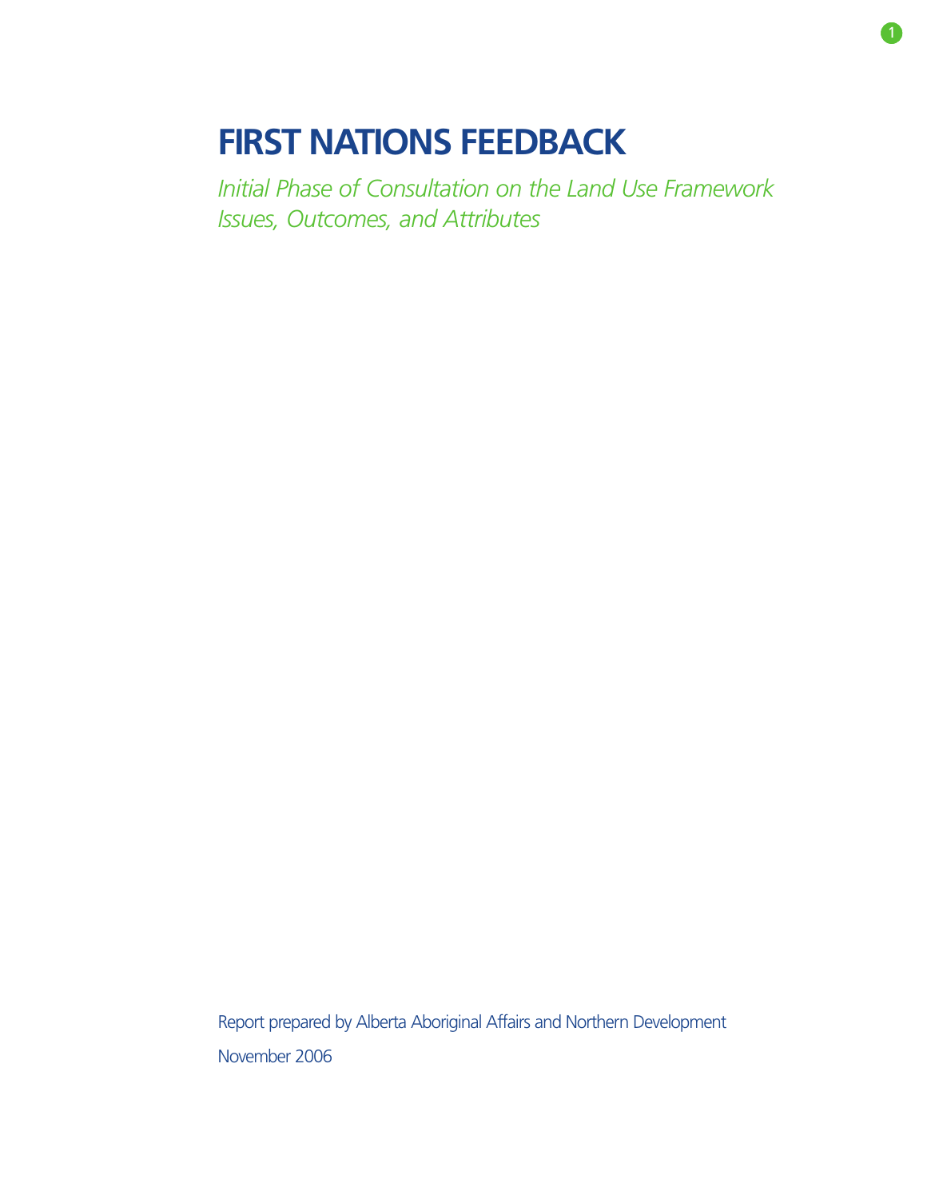# FIRST NATIONS FEEDBACK

*Initial Phase of Consultation on the Land Use Framework*
*Issues, Outcomes, and Attributes*

Report prepared by Alberta Aboriginal Affairs and Northern Development

November 2006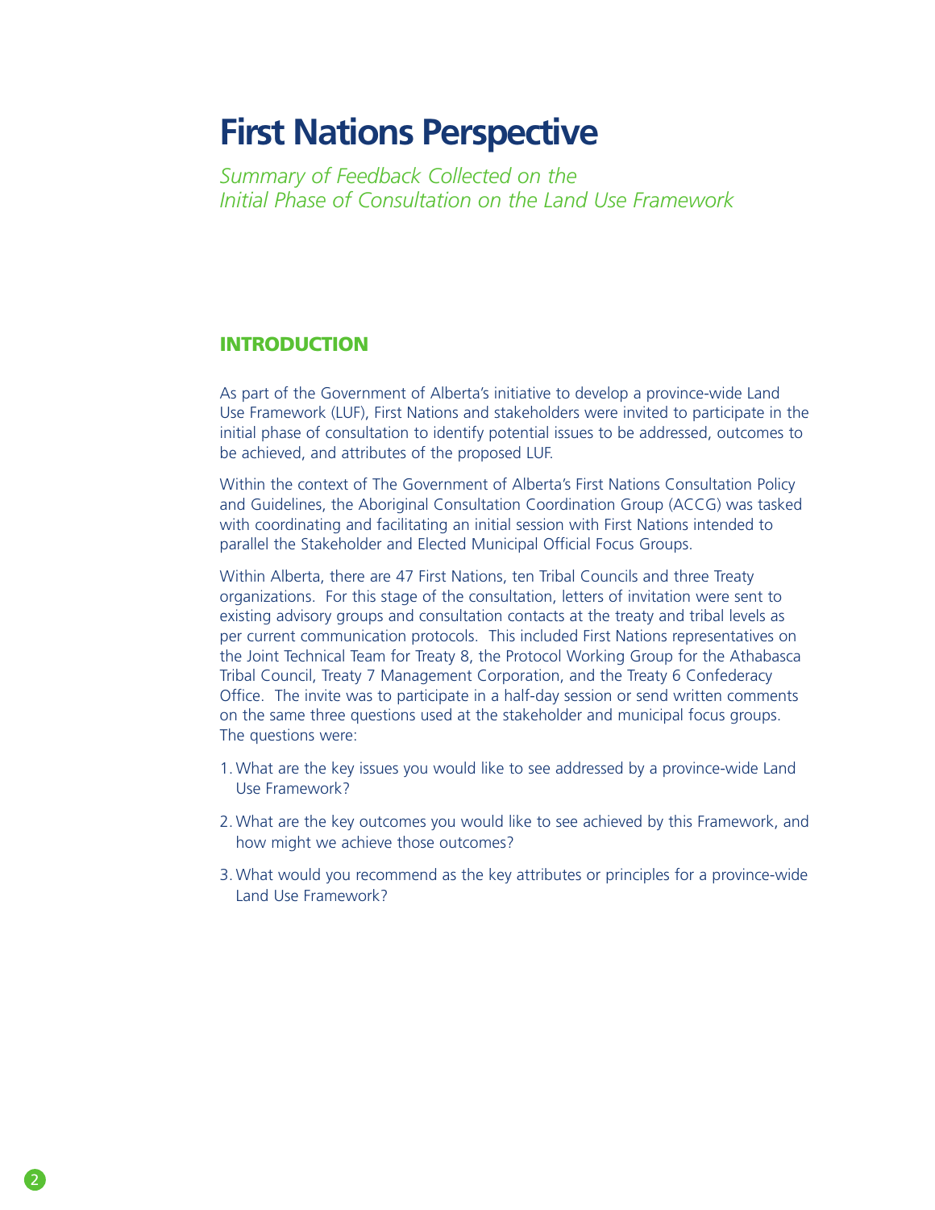# First Nations Perspective

*Summary of Feedback Collected on the Initial Phase of Consultation on the Land Use Framework*

## INTRODUCTION

As part of the Government of Alberta's initiative to develop a province-wide Land Use Framework (LUF), First Nations and stakeholders were invited to participate in the initial phase of consultation to identify potential issues to be addressed, outcomes to be achieved, and attributes of the proposed LUF.

Within the context of The Government of Alberta's First Nations Consultation Policy and Guidelines, the Aboriginal Consultation Coordination Group (ACCG) was tasked with coordinating and facilitating an initial session with First Nations intended to parallel the Stakeholder and Elected Municipal Official Focus Groups.

Within Alberta, there are 47 First Nations, ten Tribal Councils and three Treaty organizations. For this stage of the consultation, letters of invitation were sent to existing advisory groups and consultation contacts at the treaty and tribal levels as per current communication protocols. This included First Nations representatives on the Joint Technical Team for Treaty 8, the Protocol Working Group for the Athabasca Tribal Council, Treaty 7 Management Corporation, and the Treaty 6 Confederacy Office. The invite was to participate in a half-day session or send written comments on the same three questions used at the stakeholder and municipal focus groups. The questions were:

1. What are the key issues you would like to see addressed by a province-wide Land Use Framework?
2. What are the key outcomes you would like to see achieved by this Framework, and how might we achieve those outcomes?
3. What would you recommend as the key attributes or principles for a province-wide Land Use Framework?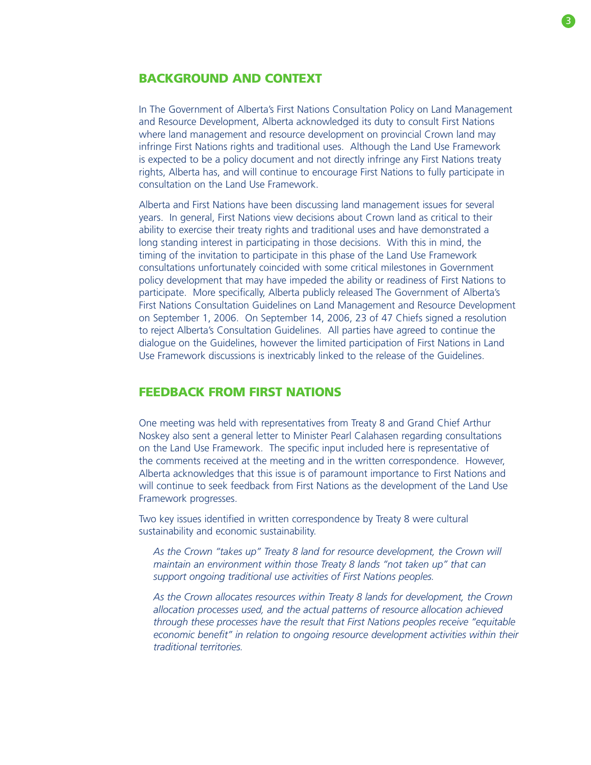## BACKGROUND AND CONTEXT

In The Government of Alberta's First Nations Consultation Policy on Land Management and Resource Development, Alberta acknowledged its duty to consult First Nations where land management and resource development on provincial Crown land may infringe First Nations rights and traditional uses. Although the Land Use Framework is expected to be a policy document and not directly infringe any First Nations treaty rights, Alberta has, and will continue to encourage First Nations to fully participate in consultation on the Land Use Framework.

Alberta and First Nations have been discussing land management issues for several years. In general, First Nations view decisions about Crown land as critical to their ability to exercise their treaty rights and traditional uses and have demonstrated a long standing interest in participating in those decisions. With this in mind, the timing of the invitation to participate in this phase of the Land Use Framework consultations unfortunately coincided with some critical milestones in Government policy development that may have impeded the ability or readiness of First Nations to participate. More specifically, Alberta publicly released The Government of Alberta's First Nations Consultation Guidelines on Land Management and Resource Development on September 1, 2006. On September 14, 2006, 23 of 47 Chiefs signed a resolution to reject Alberta's Consultation Guidelines. All parties have agreed to continue the dialogue on the Guidelines, however the limited participation of First Nations in Land Use Framework discussions is inextricably linked to the release of the Guidelines.

## FEEDBACK FROM FIRST NATIONS

One meeting was held with representatives from Treaty 8 and Grand Chief Arthur Noskey also sent a general letter to Minister Pearl Calahasen regarding consultations on the Land Use Framework. The specific input included here is representative of the comments received at the meeting and in the written correspondence. However, Alberta acknowledges that this issue is of paramount importance to First Nations and will continue to seek feedback from First Nations as the development of the Land Use Framework progresses.

Two key issues identified in written correspondence by Treaty 8 were cultural sustainability and economic sustainability.

> *As the Crown "takes up" Treaty 8 land for resource development, the Crown will maintain an environment within those Treaty 8 lands "not taken up" that can support ongoing traditional use activities of First Nations peoples.*
>
> *As the Crown allocates resources within Treaty 8 lands for development, the Crown allocation processes used, and the actual patterns of resource allocation achieved through these processes have the result that First Nations peoples receive "equitable economic benefit" in relation to ongoing resource development activities within their traditional territories.*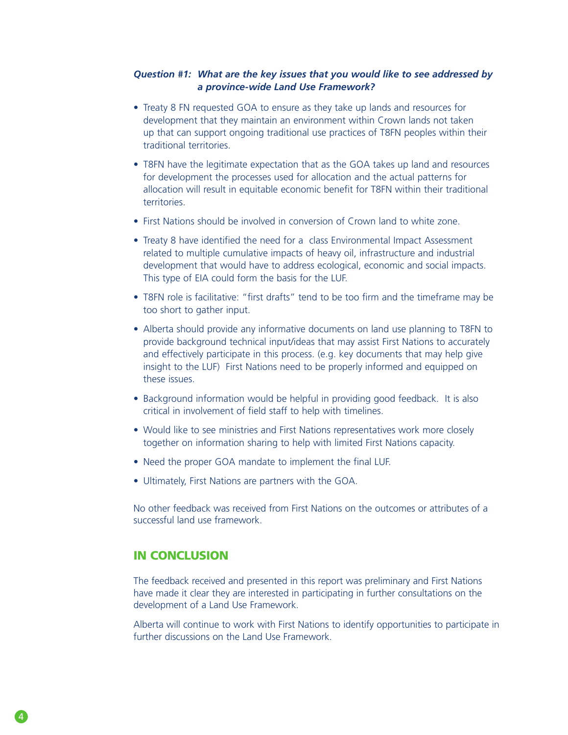***Question #1: What are the key issues that you would like to see addressed by a province-wide Land Use Framework?***

- Treaty 8 FN requested GOA to ensure as they take up lands and resources for development that they maintain an environment within Crown lands not taken up that can support ongoing traditional use practices of T8FN peoples within their traditional territories.
- T8FN have the legitimate expectation that as the GOA takes up land and resources for development the processes used for allocation and the actual patterns for allocation will result in equitable economic benefit for T8FN within their traditional territories.
- First Nations should be involved in conversion of Crown land to white zone.
- Treaty 8 have identified the need for a class Environmental Impact Assessment related to multiple cumulative impacts of heavy oil, infrastructure and industrial development that would have to address ecological, economic and social impacts. This type of EIA could form the basis for the LUF.
- T8FN role is facilitative: "first drafts" tend to be too firm and the timeframe may be too short to gather input.
- Alberta should provide any informative documents on land use planning to T8FN to provide background technical input/ideas that may assist First Nations to accurately and effectively participate in this process. (e.g. key documents that may help give insight to the LUF) First Nations need to be properly informed and equipped on these issues.
- Background information would be helpful in providing good feedback. It is also critical in involvement of field staff to help with timelines.
- Would like to see ministries and First Nations representatives work more closely together on information sharing to help with limited First Nations capacity.
- Need the proper GOA mandate to implement the final LUF.
- Ultimately, First Nations are partners with the GOA.

No other feedback was received from First Nations on the outcomes or attributes of a successful land use framework.

## IN CONCLUSION

The feedback received and presented in this report was preliminary and First Nations have made it clear they are interested in participating in further consultations on the development of a Land Use Framework.

Alberta will continue to work with First Nations to identify opportunities to participate in further discussions on the Land Use Framework.